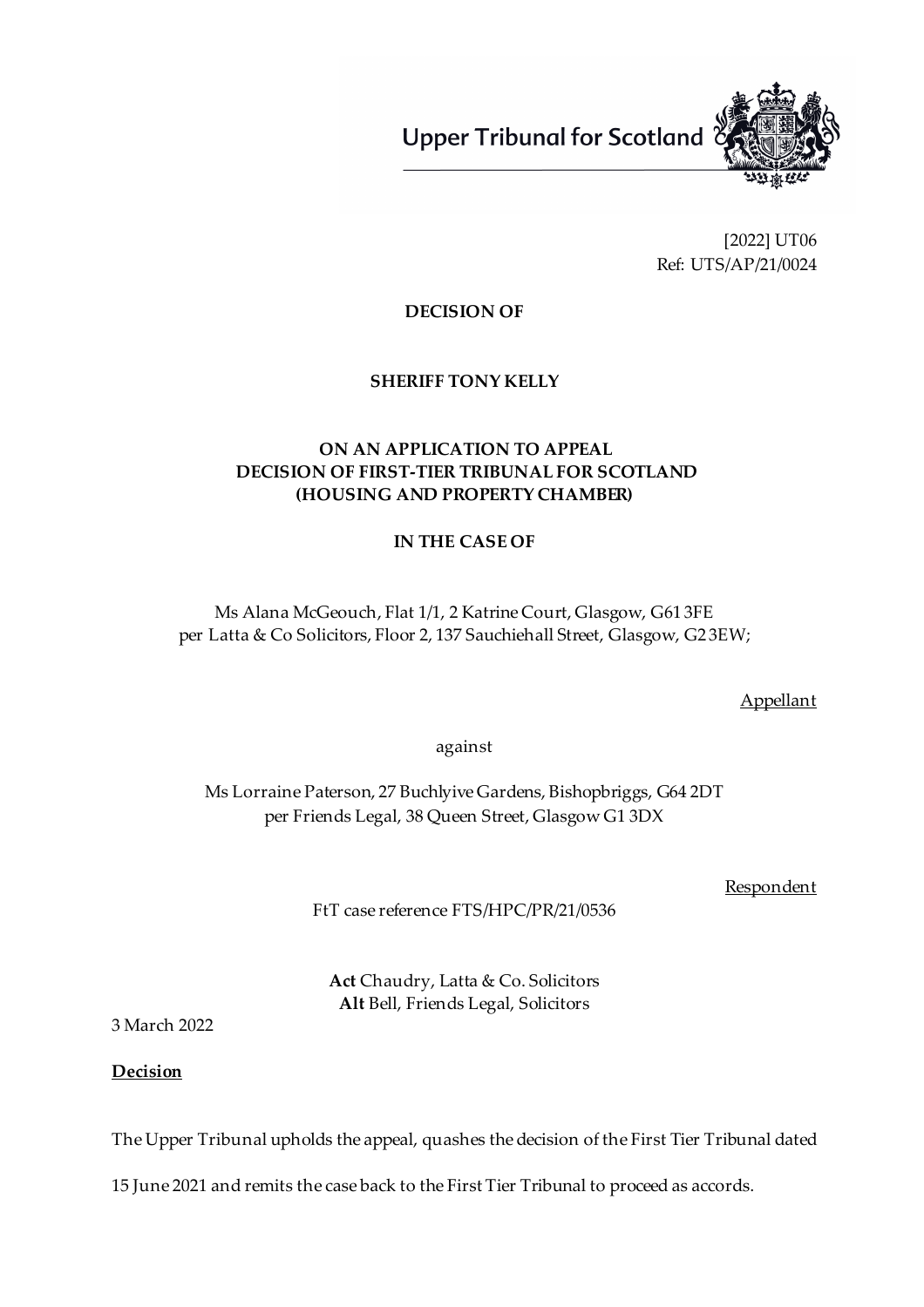Upper Tribunal for Scotland

[2022] UT06
Ref: UTS/AP/21/0024

**DECISION OF**

**SHERIFF TONY KELLY**

**ON AN APPLICATION TO APPEAL**
**DECISION OF FIRST-TIER TRIBUNAL FOR SCOTLAND**
**(HOUSING AND PROPERTY CHAMBER)**

**IN THE CASE OF**

Ms Alana McGeouch, Flat 1/1, 2 Katrine Court, Glasgow, G61 3FE
per Latta & Co Solicitors, Floor 2, 137 Sauchiehall Street, Glasgow, G2 3EW;

Appellant

against

Ms Lorraine Paterson, 27 Buchlyive Gardens, Bishopbriggs, G64 2DT
per Friends Legal, 38 Queen Street, Glasgow G1 3DX

Respondent

FtT case reference FTS/HPC/PR/21/0536

**Act** Chaudry, Latta & Co. Solicitors
**Alt** Bell, Friends Legal, Solicitors

3 March 2022

**Decision**

The Upper Tribunal upholds the appeal, quashes the decision of the First Tier Tribunal dated 15 June 2021 and remits the case back to the First Tier Tribunal to proceed as accords.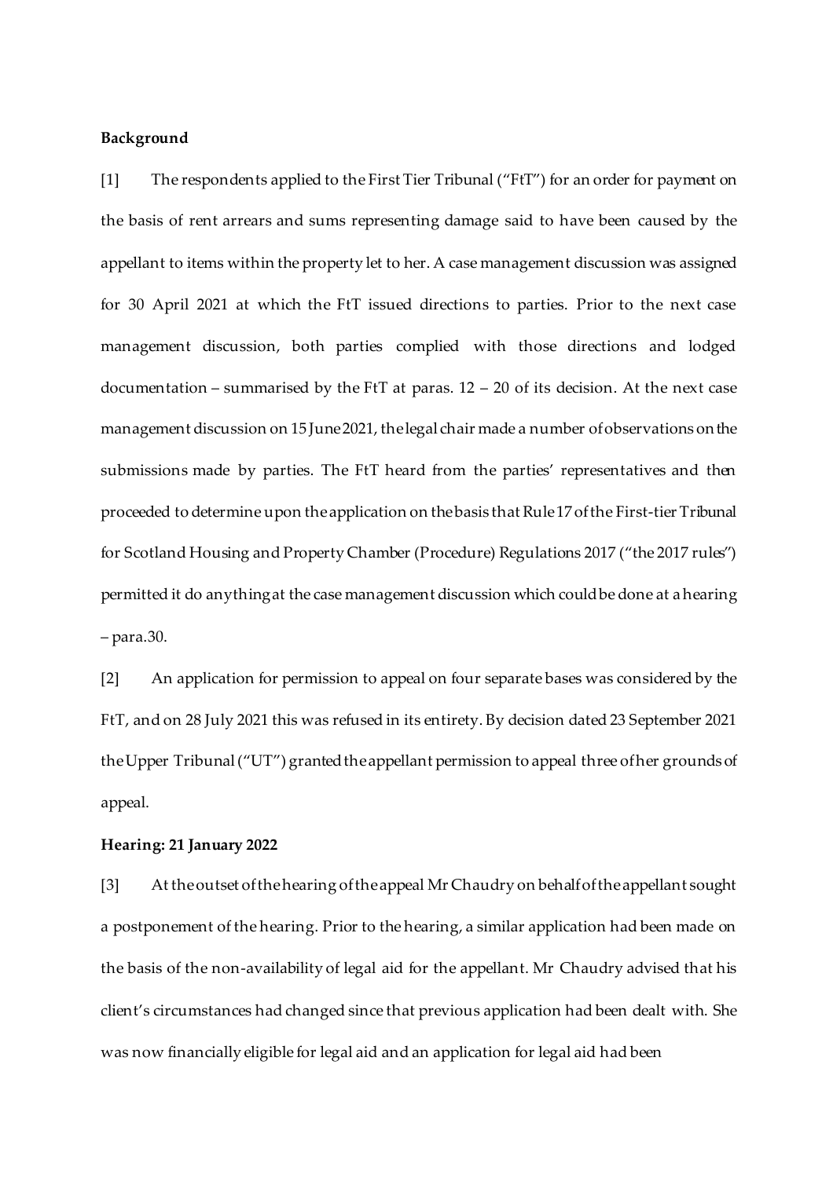**Background**

[1] The respondents applied to the First Tier Tribunal ("FtT") for an order for payment on the basis of rent arrears and sums representing damage said to have been caused by the appellant to items within the property let to her. A case management discussion was assigned for 30 April 2021 at which the FtT issued directions to parties. Prior to the next case management discussion, both parties complied with those directions and lodged documentation – summarised by the FtT at paras. 12 – 20 of its decision. At the next case management discussion on 15 June 2021, the legal chair made a number of observations on the submissions made by parties. The FtT heard from the parties' representatives and then proceeded to determine upon the application on the basis that Rule 17 of the First-tier Tribunal for Scotland Housing and Property Chamber (Procedure) Regulations 2017 ("the 2017 rules") permitted it do anything at the case management discussion which could be done at a hearing – para.30.

[2] An application for permission to appeal on four separate bases was considered by the FtT, and on 28 July 2021 this was refused in its entirety. By decision dated 23 September 2021 the Upper Tribunal ("UT") granted the appellant permission to appeal three of her grounds of appeal.

**Hearing: 21 January 2022**

[3] At the outset of the hearing of the appeal Mr Chaudry on behalf of the appellant sought a postponement of the hearing. Prior to the hearing, a similar application had been made on the basis of the non-availability of legal aid for the appellant. Mr Chaudry advised that his client's circumstances had changed since that previous application had been dealt with. She was now financially eligible for legal aid and an application for legal aid had been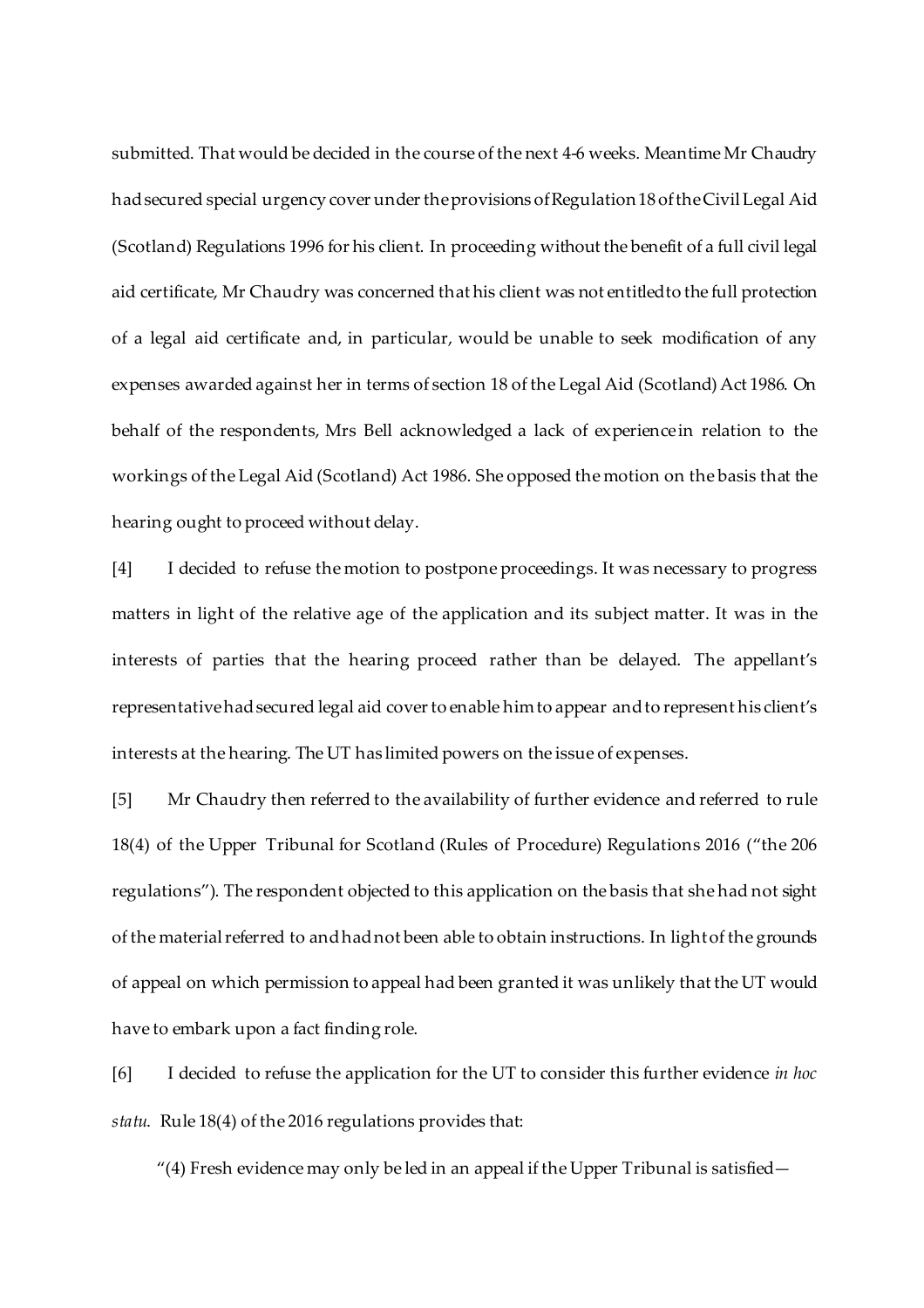submitted. That would be decided in the course of the next 4-6 weeks. Meantime Mr Chaudry had secured special urgency cover under the provisions of Regulation 18 of the Civil Legal Aid (Scotland) Regulations 1996 for his client. In proceeding without the benefit of a full civil legal aid certificate, Mr Chaudry was concerned that his client was not entitled to the full protection of a legal aid certificate and, in particular, would be unable to seek modification of any expenses awarded against her in terms of section 18 of the Legal Aid (Scotland) Act 1986. On behalf of the respondents, Mrs Bell acknowledged a lack of experience in relation to the workings of the Legal Aid (Scotland) Act 1986. She opposed the motion on the basis that the hearing ought to proceed without delay.

[4] I decided to refuse the motion to postpone proceedings. It was necessary to progress matters in light of the relative age of the application and its subject matter. It was in the interests of parties that the hearing proceed rather than be delayed. The appellant's representative had secured legal aid cover to enable him to appear and to represent his client's interests at the hearing. The UT has limited powers on the issue of expenses.

[5] Mr Chaudry then referred to the availability of further evidence and referred to rule 18(4) of the Upper Tribunal for Scotland (Rules of Procedure) Regulations 2016 ("the 206 regulations"). The respondent objected to this application on the basis that she had not sight of the material referred to and had not been able to obtain instructions. In light of the grounds of appeal on which permission to appeal had been granted it was unlikely that the UT would have to embark upon a fact finding role.

[6] I decided to refuse the application for the UT to consider this further evidence *in hoc statu*. Rule 18(4) of the 2016 regulations provides that:

"(4) Fresh evidence may only be led in an appeal if the Upper Tribunal is satisfied—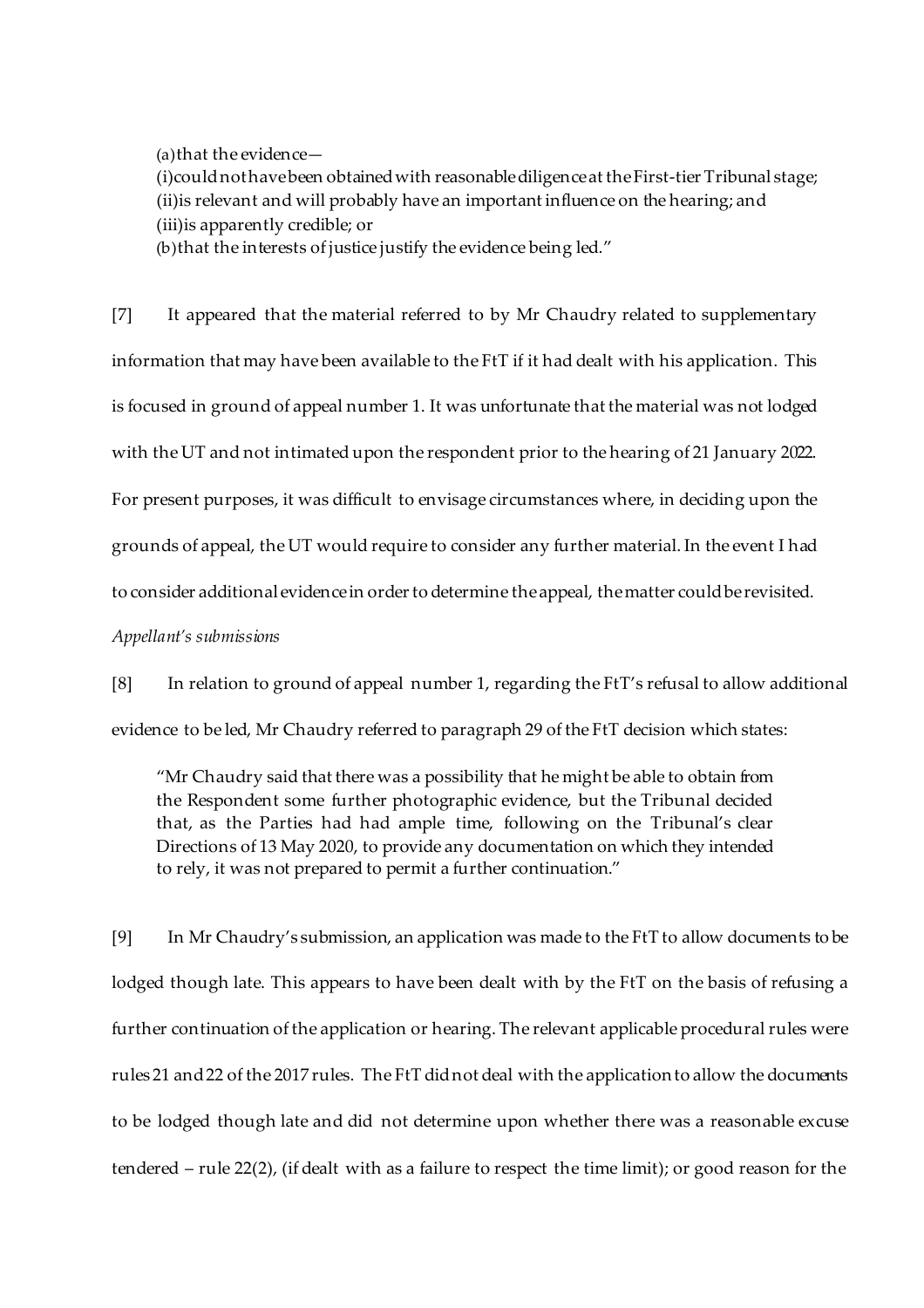> (a) that the evidence—
> (i) could not have been obtained with reasonable diligence at the First-tier Tribunal stage;
> (ii) is relevant and will probably have an important influence on the hearing; and
> (iii) is apparently credible; or
> (b) that the interests of justice justify the evidence being led."

[7] It appeared that the material referred to by Mr Chaudry related to supplementary information that may have been available to the FtT if it had dealt with his application. This is focused in ground of appeal number 1. It was unfortunate that the material was not lodged with the UT and not intimated upon the respondent prior to the hearing of 21 January 2022. For present purposes, it was difficult to envisage circumstances where, in deciding upon the grounds of appeal, the UT would require to consider any further material. In the event I had to consider additional evidence in order to determine the appeal, the matter could be revisited.

*Appellant's submissions*

[8] In relation to ground of appeal number 1, regarding the FtT's refusal to allow additional evidence to be led, Mr Chaudry referred to paragraph 29 of the FtT decision which states:

> "Mr Chaudry said that there was a possibility that he might be able to obtain from the Respondent some further photographic evidence, but the Tribunal decided that, as the Parties had had ample time, following on the Tribunal's clear Directions of 13 May 2020, to provide any documentation on which they intended to rely, it was not prepared to permit a further continuation."

[9] In Mr Chaudry's submission, an application was made to the FtT to allow documents to be lodged though late. This appears to have been dealt with by the FtT on the basis of refusing a further continuation of the application or hearing. The relevant applicable procedural rules were rules 21 and 22 of the 2017 rules. The FtT did not deal with the application to allow the documents to be lodged though late and did not determine upon whether there was a reasonable excuse tendered – rule 22(2), (if dealt with as a failure to respect the time limit); or good reason for the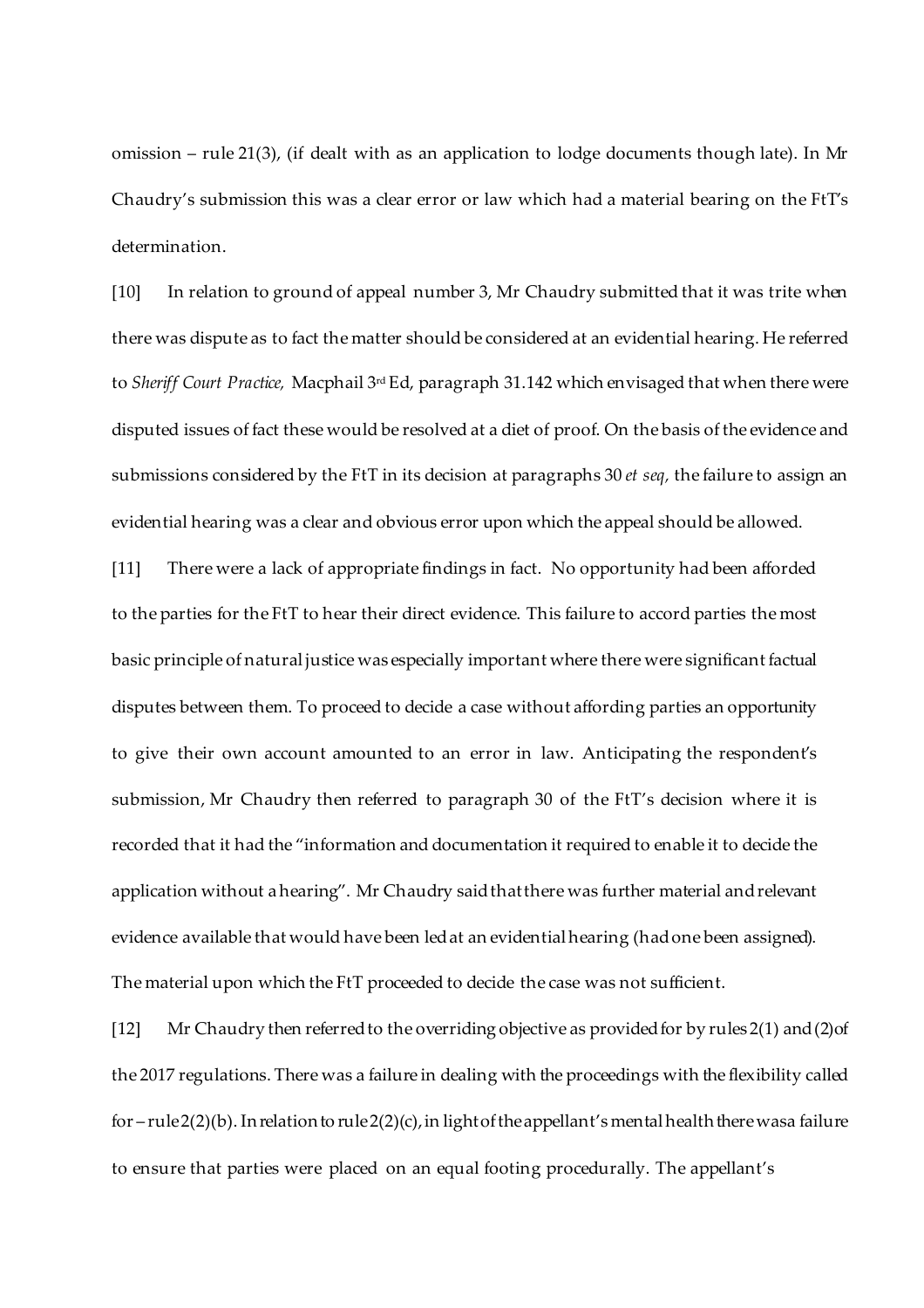omission – rule 21(3), (if dealt with as an application to lodge documents though late). In Mr Chaudry's submission this was a clear error or law which had a material bearing on the FtT's determination.

[10] In relation to ground of appeal number 3, Mr Chaudry submitted that it was trite when there was dispute as to fact the matter should be considered at an evidential hearing. He referred to *Sheriff Court Practice,* Macphail 3rd Ed, paragraph 31.142 which envisaged that when there were disputed issues of fact these would be resolved at a diet of proof. On the basis of the evidence and submissions considered by the FtT in its decision at paragraphs 30 *et seq,* the failure to assign an evidential hearing was a clear and obvious error upon which the appeal should be allowed.

[11] There were a lack of appropriate findings in fact. No opportunity had been afforded to the parties for the FtT to hear their direct evidence. This failure to accord parties the most basic principle of natural justice was especially important where there were significant factual disputes between them. To proceed to decide a case without affording parties an opportunity to give their own account amounted to an error in law. Anticipating the respondent's submission, Mr Chaudry then referred to paragraph 30 of the FtT's decision where it is recorded that it had the "information and documentation it required to enable it to decide the application without a hearing". Mr Chaudry said that there was further material and relevant evidence available that would have been led at an evidential hearing (had one been assigned). The material upon which the FtT proceeded to decide the case was not sufficient.

[12] Mr Chaudry then referred to the overriding objective as provided for by rules 2(1) and (2)of the 2017 regulations. There was a failure in dealing with the proceedings with the flexibility called for – rule 2(2)(b). In relation to rule 2(2)(c), in light of the appellant's mental health there wasa failure to ensure that parties were placed on an equal footing procedurally. The appellant's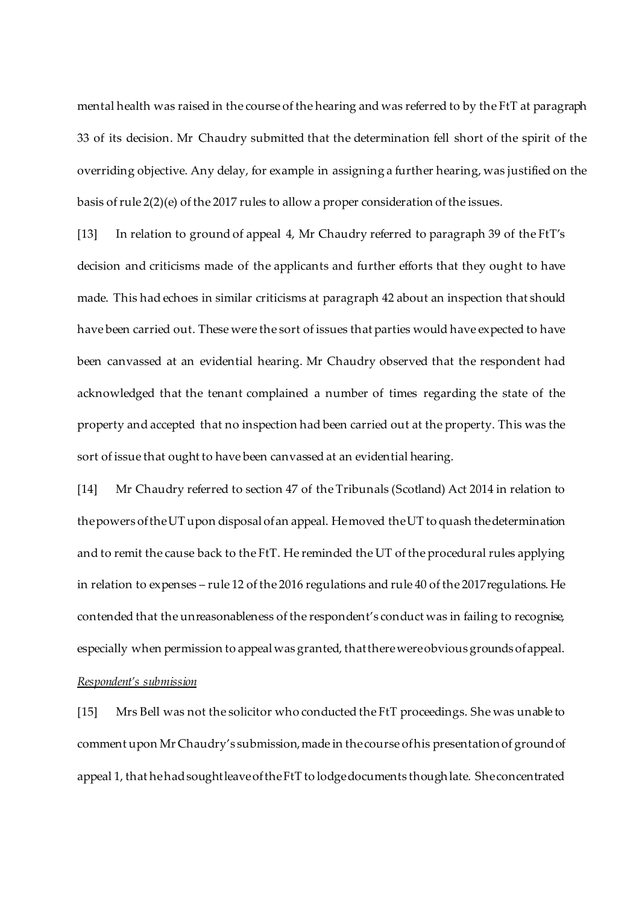mental health was raised in the course of the hearing and was referred to by the FtT at paragraph 33 of its decision. Mr Chaudry submitted that the determination fell short of the spirit of the overriding objective. Any delay, for example in assigning a further hearing, was justified on the basis of rule 2(2)(e) of the 2017 rules to allow a proper consideration of the issues.

[13] In relation to ground of appeal 4, Mr Chaudry referred to paragraph 39 of the FtT's decision and criticisms made of the applicants and further efforts that they ought to have made. This had echoes in similar criticisms at paragraph 42 about an inspection that should have been carried out. These were the sort of issues that parties would have expected to have been canvassed at an evidential hearing. Mr Chaudry observed that the respondent had acknowledged that the tenant complained a number of times regarding the state of the property and accepted that no inspection had been carried out at the property. This was the sort of issue that ought to have been canvassed at an evidential hearing.

[14] Mr Chaudry referred to section 47 of the Tribunals (Scotland) Act 2014 in relation to the powers of the UT upon disposal of an appeal. He moved the UT to quash the determination and to remit the cause back to the FtT. He reminded the UT of the procedural rules applying in relation to expenses – rule 12 of the 2016 regulations and rule 40 of the 2017 regulations. He contended that the unreasonableness of the respondent's conduct was in failing to recognise, especially when permission to appeal was granted, that there were obvious grounds of appeal.

*Respondent's submission*

[15] Mrs Bell was not the solicitor who conducted the FtT proceedings. She was unable to comment upon Mr Chaudry's submission, made in the course of his presentation of ground of appeal 1, that he had sought leave of the FtT to lodge documents though late. She concentrated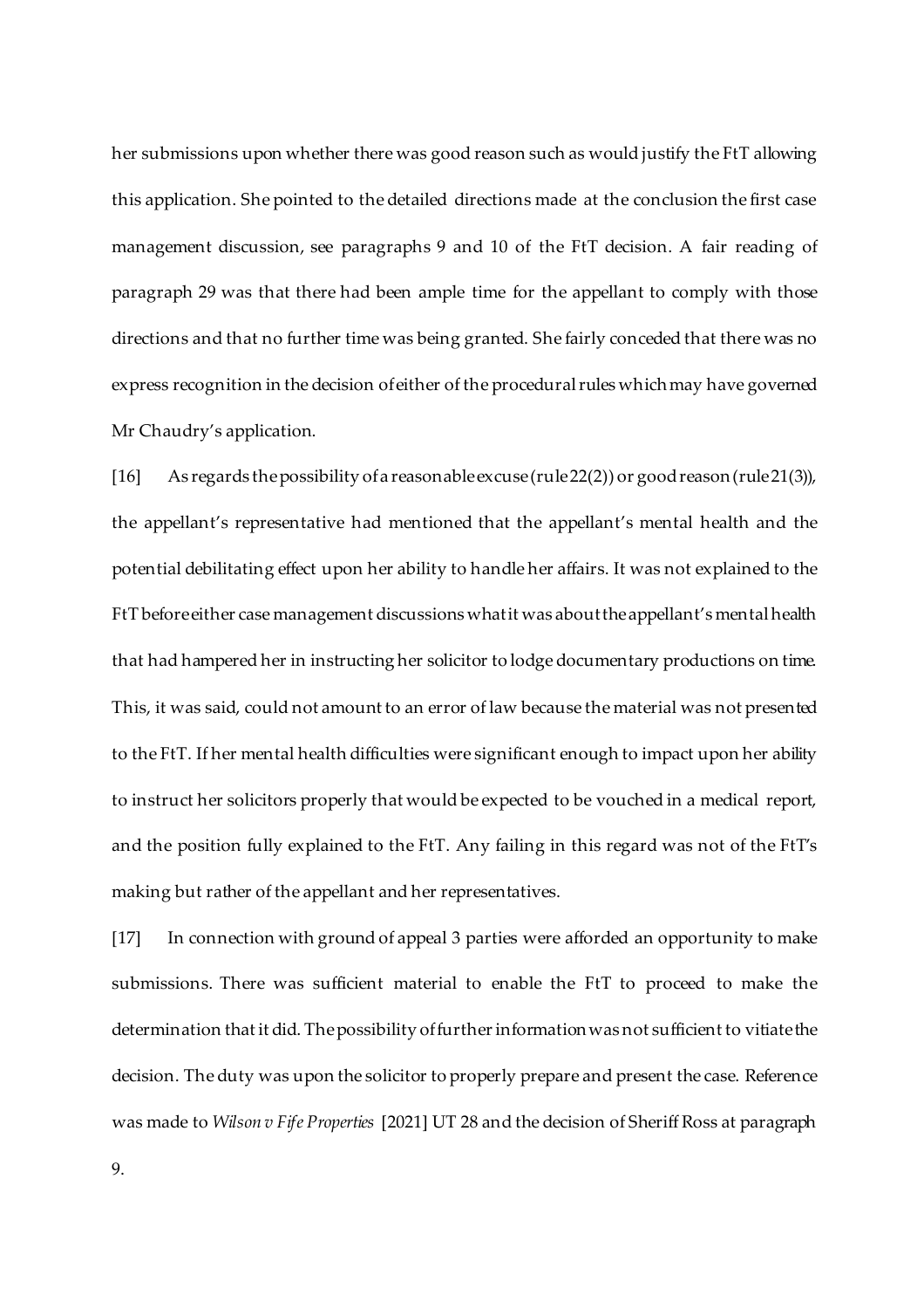her submissions upon whether there was good reason such as would justify the FtT allowing this application. She pointed to the detailed directions made at the conclusion the first case management discussion, see paragraphs 9 and 10 of the FtT decision. A fair reading of paragraph 29 was that there had been ample time for the appellant to comply with those directions and that no further time was being granted. She fairly conceded that there was no express recognition in the decision of either of the procedural rules which may have governed Mr Chaudry's application.

[16] As regards the possibility of a reasonable excuse (rule 22(2)) or good reason (rule 21(3)), the appellant's representative had mentioned that the appellant's mental health and the potential debilitating effect upon her ability to handle her affairs. It was not explained to the FtT before either case management discussions what it was about the appellant's mental health that had hampered her in instructing her solicitor to lodge documentary productions on time. This, it was said, could not amount to an error of law because the material was not presented to the FtT. If her mental health difficulties were significant enough to impact upon her ability to instruct her solicitors properly that would be expected to be vouched in a medical report, and the position fully explained to the FtT. Any failing in this regard was not of the FtT's making but rather of the appellant and her representatives.

[17] In connection with ground of appeal 3 parties were afforded an opportunity to make submissions. There was sufficient material to enable the FtT to proceed to make the determination that it did. The possibility of further information was not sufficient to vitiate the decision. The duty was upon the solicitor to properly prepare and present the case. Reference was made to *Wilson v Fife Properties* [2021] UT 28 and the decision of Sheriff Ross at paragraph 9.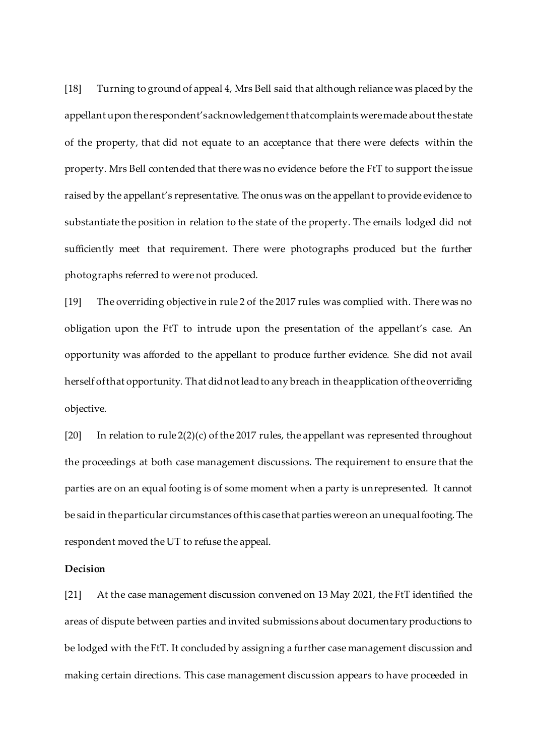[18] Turning to ground of appeal 4, Mrs Bell said that although reliance was placed by the appellant upon the respondent's acknowledgement that complaints were made about the state of the property, that did not equate to an acceptance that there were defects within the property. Mrs Bell contended that there was no evidence before the FtT to support the issue raised by the appellant's representative. The onus was on the appellant to provide evidence to substantiate the position in relation to the state of the property. The emails lodged did not sufficiently meet that requirement. There were photographs produced but the further photographs referred to were not produced.

[19] The overriding objective in rule 2 of the 2017 rules was complied with. There was no obligation upon the FtT to intrude upon the presentation of the appellant's case. An opportunity was afforded to the appellant to produce further evidence. She did not avail herself of that opportunity. That did not lead to any breach in the application of the overriding objective.

[20] In relation to rule 2(2)(c) of the 2017 rules, the appellant was represented throughout the proceedings at both case management discussions. The requirement to ensure that the parties are on an equal footing is of some moment when a party is unrepresented. It cannot be said in the particular circumstances of this case that parties were on an unequal footing. The respondent moved the UT to refuse the appeal.

**Decision**

[21] At the case management discussion convened on 13 May 2021, the FtT identified the areas of dispute between parties and invited submissions about documentary productions to be lodged with the FtT. It concluded by assigning a further case management discussion and making certain directions. This case management discussion appears to have proceeded in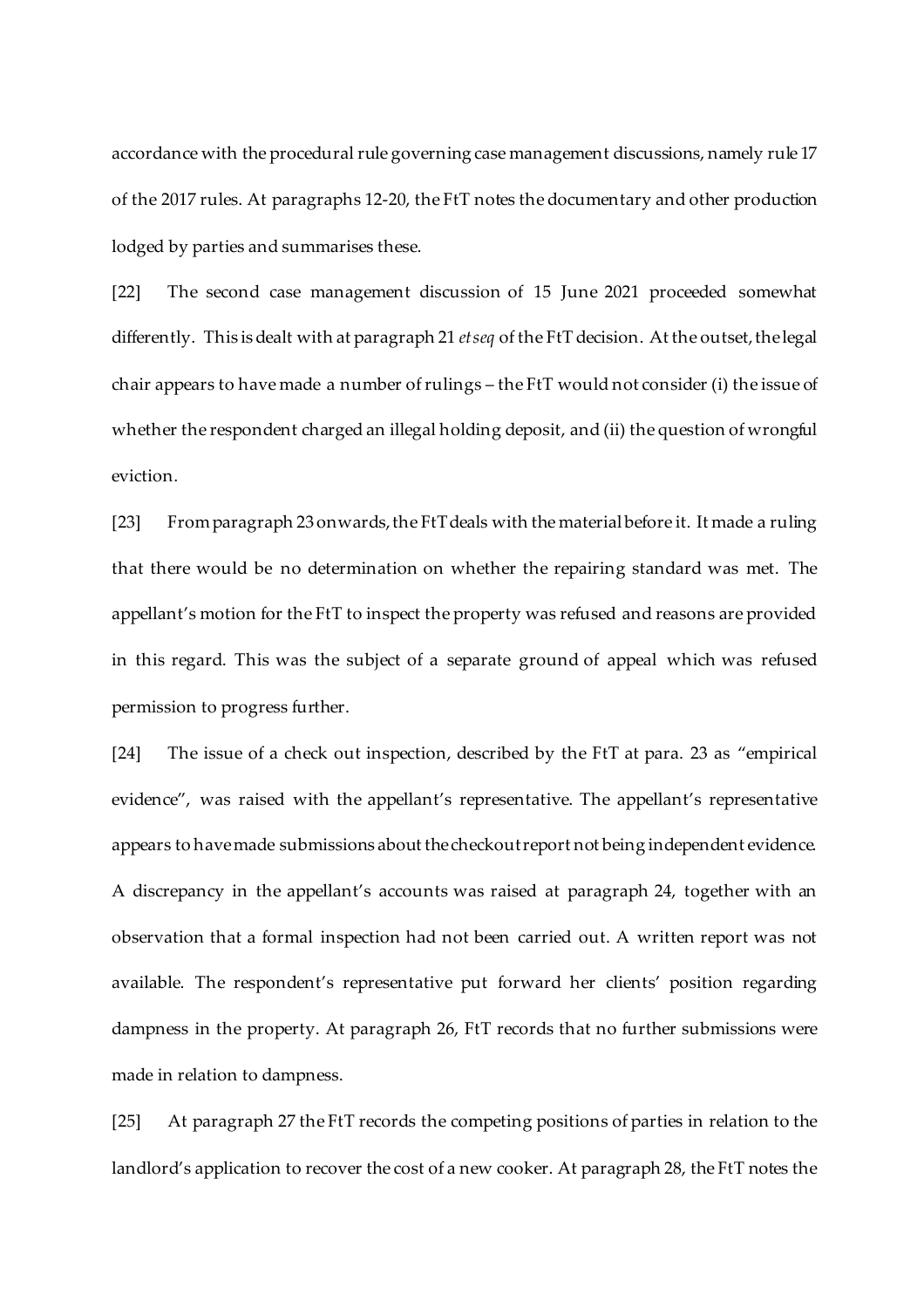accordance with the procedural rule governing case management discussions, namely rule 17 of the 2017 rules. At paragraphs 12-20, the FtT notes the documentary and other production lodged by parties and summarises these.

[22] The second case management discussion of 15 June 2021 proceeded somewhat differently. This is dealt with at paragraph 21 *et seq* of the FtT decision. At the outset, the legal chair appears to have made a number of rulings – the FtT would not consider (i) the issue of whether the respondent charged an illegal holding deposit, and (ii) the question of wrongful eviction.

[23] From paragraph 23 onwards, the FtT deals with the material before it. It made a ruling that there would be no determination on whether the repairing standard was met. The appellant's motion for the FtT to inspect the property was refused and reasons are provided in this regard. This was the subject of a separate ground of appeal which was refused permission to progress further.

[24] The issue of a check out inspection, described by the FtT at para. 23 as "empirical evidence", was raised with the appellant's representative. The appellant's representative appears to have made submissions about the checkout report not being independent evidence. A discrepancy in the appellant's accounts was raised at paragraph 24, together with an observation that a formal inspection had not been carried out. A written report was not available. The respondent's representative put forward her clients' position regarding dampness in the property. At paragraph 26, FtT records that no further submissions were made in relation to dampness.

[25] At paragraph 27 the FtT records the competing positions of parties in relation to the landlord's application to recover the cost of a new cooker. At paragraph 28, the FtT notes the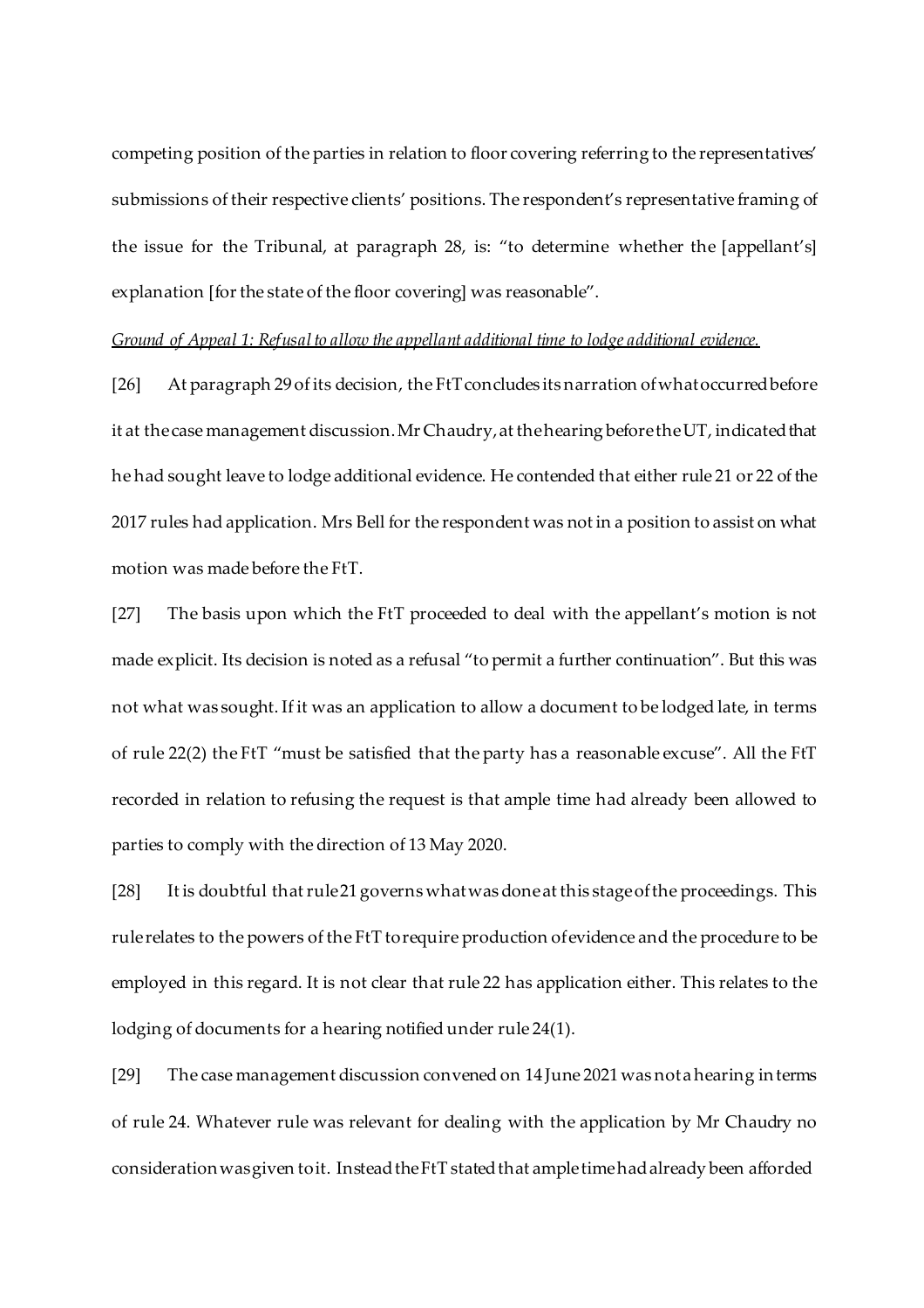competing position of the parties in relation to floor covering referring to the representatives' submissions of their respective clients' positions. The respondent's representative framing of the issue for the Tribunal, at paragraph 28, is: "to determine whether the [appellant's] explanation [for the state of the floor covering] was reasonable".

*Ground of Appeal 1: Refusal to allow the appellant additional time to lodge additional evidence.*

[26] At paragraph 29 of its decision, the FtT concludes its narration of what occurred before it at the case management discussion. Mr Chaudry, at the hearing before the UT, indicated that he had sought leave to lodge additional evidence. He contended that either rule 21 or 22 of the 2017 rules had application. Mrs Bell for the respondent was not in a position to assist on what motion was made before the FtT.

[27] The basis upon which the FtT proceeded to deal with the appellant's motion is not made explicit. Its decision is noted as a refusal "to permit a further continuation". But this was not what was sought. If it was an application to allow a document to be lodged late, in terms of rule 22(2) the FtT "must be satisfied that the party has a reasonable excuse". All the FtT recorded in relation to refusing the request is that ample time had already been allowed to parties to comply with the direction of 13 May 2020.

[28] It is doubtful that rule 21 governs what was done at this stage of the proceedings. This rule relates to the powers of the FtT to require production of evidence and the procedure to be employed in this regard. It is not clear that rule 22 has application either. This relates to the lodging of documents for a hearing notified under rule 24(1).

[29] The case management discussion convened on 14 June 2021 was not a hearing in terms of rule 24. Whatever rule was relevant for dealing with the application by Mr Chaudry no consideration was given to it. Instead the FtT stated that ample time had already been afforded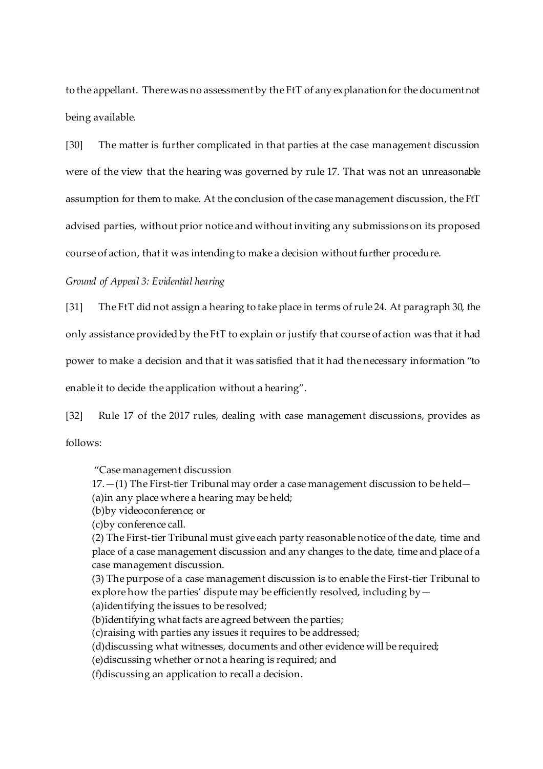to the appellant. There was no assessment by the FtT of any explanation for the document not being available.

[30] The matter is further complicated in that parties at the case management discussion were of the view that the hearing was governed by rule 17. That was not an unreasonable assumption for them to make. At the conclusion of the case management discussion, the FtT advised parties, without prior notice and without inviting any submissions on its proposed course of action, that it was intending to make a decision without further procedure.

*Ground of Appeal 3: Evidential hearing*

[31] The FtT did not assign a hearing to take place in terms of rule 24. At paragraph 30, the only assistance provided by the FtT to explain or justify that course of action was that it had power to make a decision and that it was satisfied that it had the necessary information "to enable it to decide the application without a hearing".

[32] Rule 17 of the 2017 rules, dealing with case management discussions, provides as follows:

> "Case management discussion
> 17.—(1) The First-tier Tribunal may order a case management discussion to be held—
> (a)in any place where a hearing may be held;
> (b)by videoconference; or
> (c)by conference call.
> (2) The First-tier Tribunal must give each party reasonable notice of the date, time and place of a case management discussion and any changes to the date, time and place of a case management discussion.
> (3) The purpose of a case management discussion is to enable the First-tier Tribunal to explore how the parties' dispute may be efficiently resolved, including by—
> (a)identifying the issues to be resolved;
> (b)identifying what facts are agreed between the parties;
> (c)raising with parties any issues it requires to be addressed;
> (d)discussing what witnesses, documents and other evidence will be required;
> (e)discussing whether or not a hearing is required; and
> (f)discussing an application to recall a decision.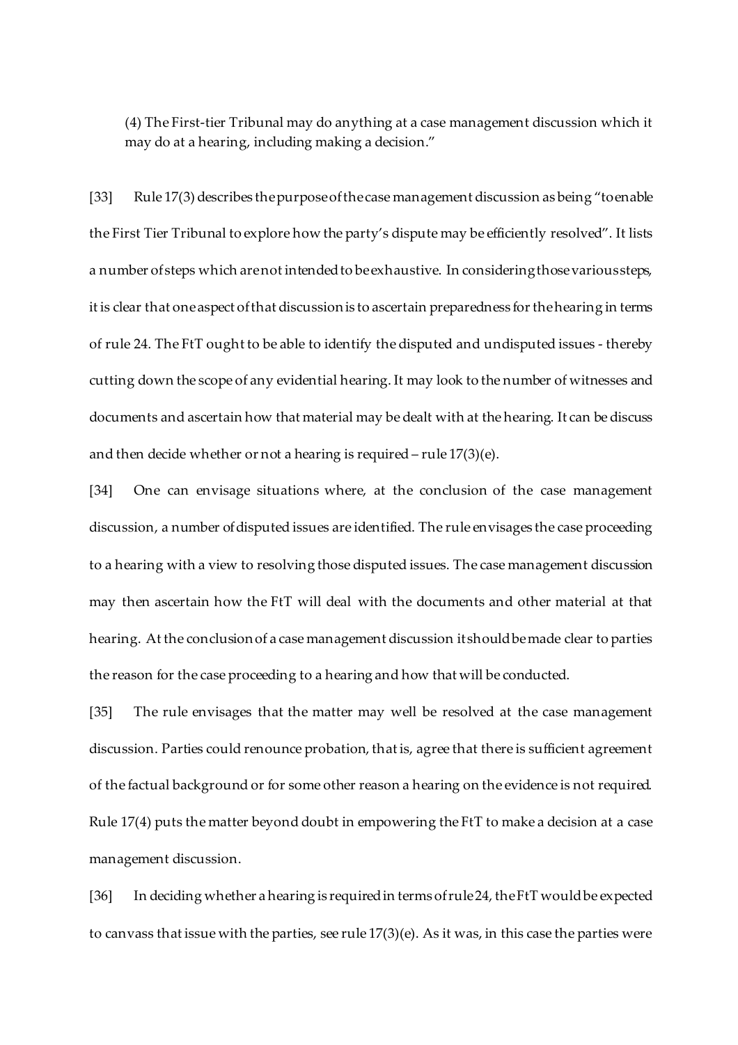(4) The First-tier Tribunal may do anything at a case management discussion which it may do at a hearing, including making a decision."

[33] Rule 17(3) describes the purpose of the case management discussion as being "to enable the First Tier Tribunal to explore how the party's dispute may be efficiently resolved". It lists a number of steps which are not intended to be exhaustive. In considering those various steps, it is clear that one aspect of that discussion is to ascertain preparedness for the hearing in terms of rule 24. The FtT ought to be able to identify the disputed and undisputed issues - thereby cutting down the scope of any evidential hearing. It may look to the number of witnesses and documents and ascertain how that material may be dealt with at the hearing. It can be discuss and then decide whether or not a hearing is required – rule 17(3)(e).

[34] One can envisage situations where, at the conclusion of the case management discussion, a number of disputed issues are identified. The rule envisages the case proceeding to a hearing with a view to resolving those disputed issues. The case management discussion may then ascertain how the FtT will deal with the documents and other material at that hearing. At the conclusion of a case management discussion it should be made clear to parties the reason for the case proceeding to a hearing and how that will be conducted.

[35] The rule envisages that the matter may well be resolved at the case management discussion. Parties could renounce probation, that is, agree that there is sufficient agreement of the factual background or for some other reason a hearing on the evidence is not required. Rule 17(4) puts the matter beyond doubt in empowering the FtT to make a decision at a case management discussion.

[36] In deciding whether a hearing is required in terms of rule 24, the FtT would be expected to canvass that issue with the parties, see rule 17(3)(e). As it was, in this case the parties were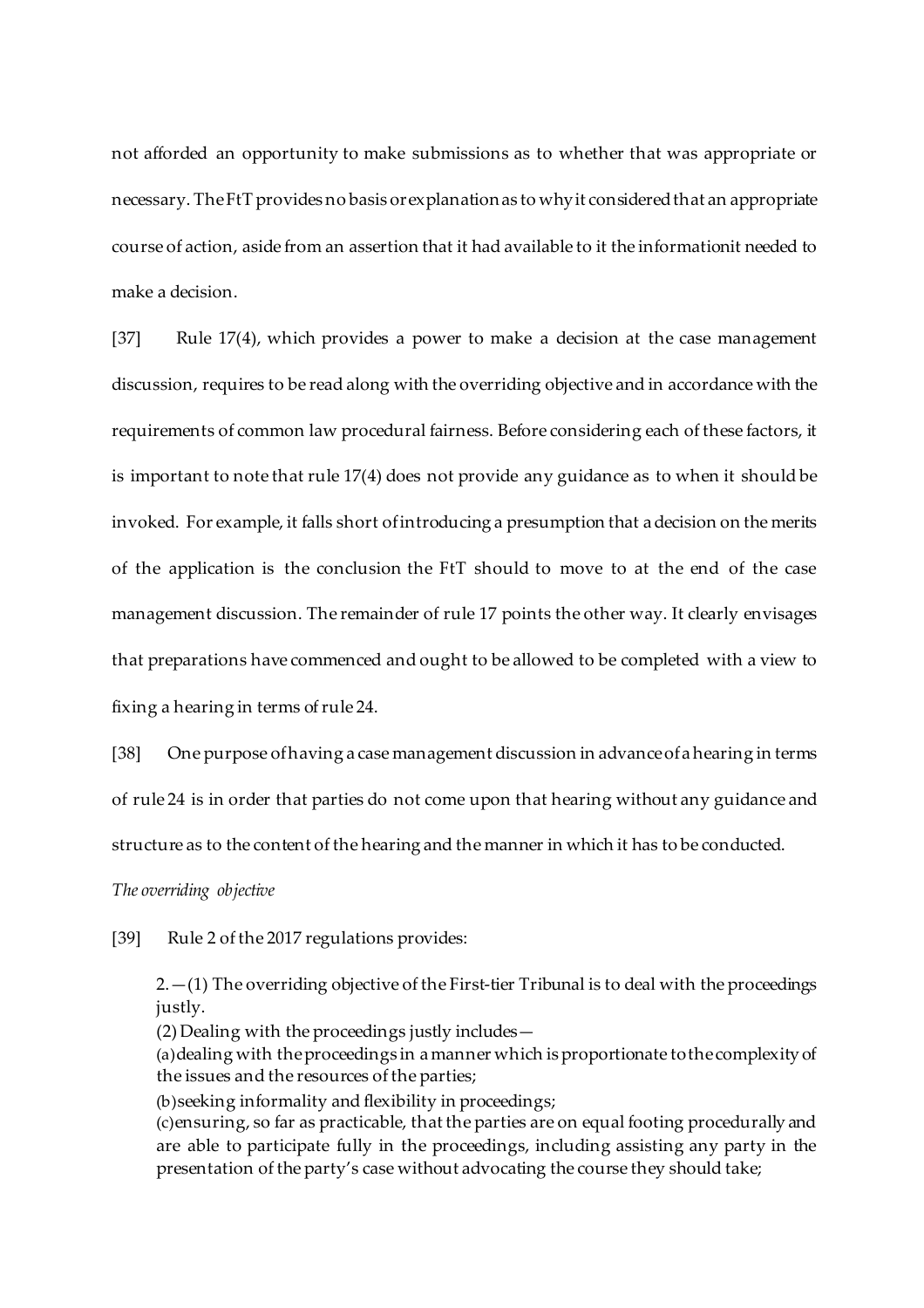not afforded an opportunity to make submissions as to whether that was appropriate or necessary. The FtT provides no basis or explanation as to why it considered that an appropriate course of action, aside from an assertion that it had available to it the informationit needed to make a decision.

[37] Rule 17(4), which provides a power to make a decision at the case management discussion, requires to be read along with the overriding objective and in accordance with the requirements of common law procedural fairness. Before considering each of these factors, it is important to note that rule 17(4) does not provide any guidance as to when it should be invoked. For example, it falls short of introducing a presumption that a decision on the merits of the application is the conclusion the FtT should to move to at the end of the case management discussion. The remainder of rule 17 points the other way. It clearly envisages that preparations have commenced and ought to be allowed to be completed with a view to fixing a hearing in terms of rule 24.

[38] One purpose of having a case management discussion in advance of a hearing in terms of rule 24 is in order that parties do not come upon that hearing without any guidance and structure as to the content of the hearing and the manner in which it has to be conducted.

*The overriding objective*

[39] Rule 2 of the 2017 regulations provides:

> 2.—(1) The overriding objective of the First-tier Tribunal is to deal with the proceedings justly.
> (2) Dealing with the proceedings justly includes—
> (a) dealing with the proceedings in a manner which is proportionate to the complexity of the issues and the resources of the parties;
> (b) seeking informality and flexibility in proceedings;
> (c) ensuring, so far as practicable, that the parties are on equal footing procedurally and are able to participate fully in the proceedings, including assisting any party in the presentation of the party's case without advocating the course they should take;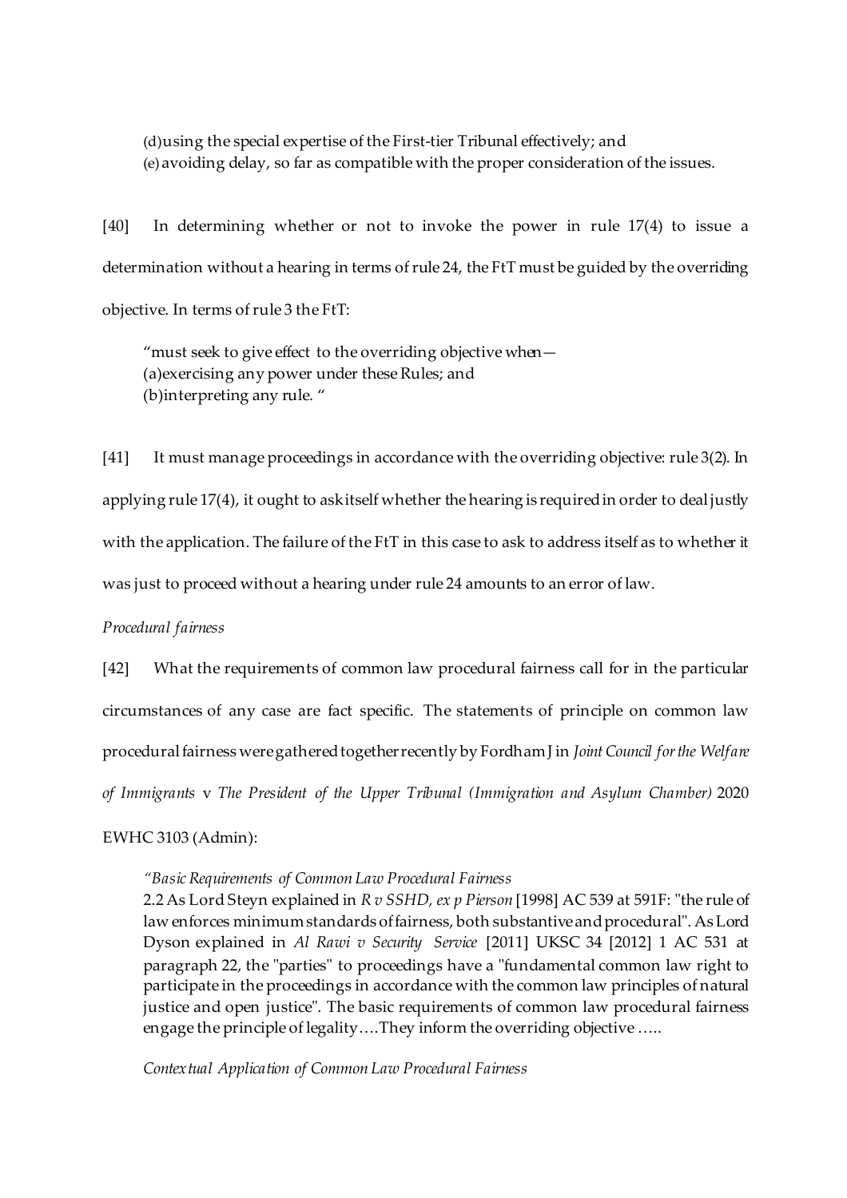> (d)using the special expertise of the First-tier Tribunal effectively; and
> (e) avoiding delay, so far as compatible with the proper consideration of the issues.

[40] In determining whether or not to invoke the power in rule 17(4) to issue a determination without a hearing in terms of rule 24, the FtT must be guided by the overriding objective. In terms of rule 3 the FtT:

> "must seek to give effect to the overriding objective when—
> (a)exercising any power under these Rules; and
> (b)interpreting any rule. "

[41] It must manage proceedings in accordance with the overriding objective: rule 3(2). In applying rule 17(4), it ought to ask itself whether the hearing is required in order to deal justly with the application. The failure of the FtT in this case to ask to address itself as to whether it was just to proceed without a hearing under rule 24 amounts to an error of law.

*Procedural fairness*

[42] What the requirements of common law procedural fairness call for in the particular circumstances of any case are fact specific. The statements of principle on common law procedural fairness were gathered together recently by Fordham J in *Joint Council for the Welfare of Immigrants* v *The President of the Upper Tribunal (Immigration and Asylum Chamber)* 2020 EWHC 3103 (Admin):

> *"Basic Requirements of Common Law Procedural Fairness*
> 2.2 As Lord Steyn explained in *R v SSHD, ex p Pierson* [1998] AC 539 at 591F: "the rule of law enforces minimum standards of fairness, both substantive and procedural". As Lord Dyson explained in *Al Rawi v Security Service* [2011] UKSC 34 [2012] 1 AC 531 at paragraph 22, the "parties" to proceedings have a "fundamental common law right to participate in the proceedings in accordance with the common law principles of natural justice and open justice". The basic requirements of common law procedural fairness engage the principle of legality….They inform the overriding objective …..
>
> *Contextual Application of Common Law Procedural Fairness*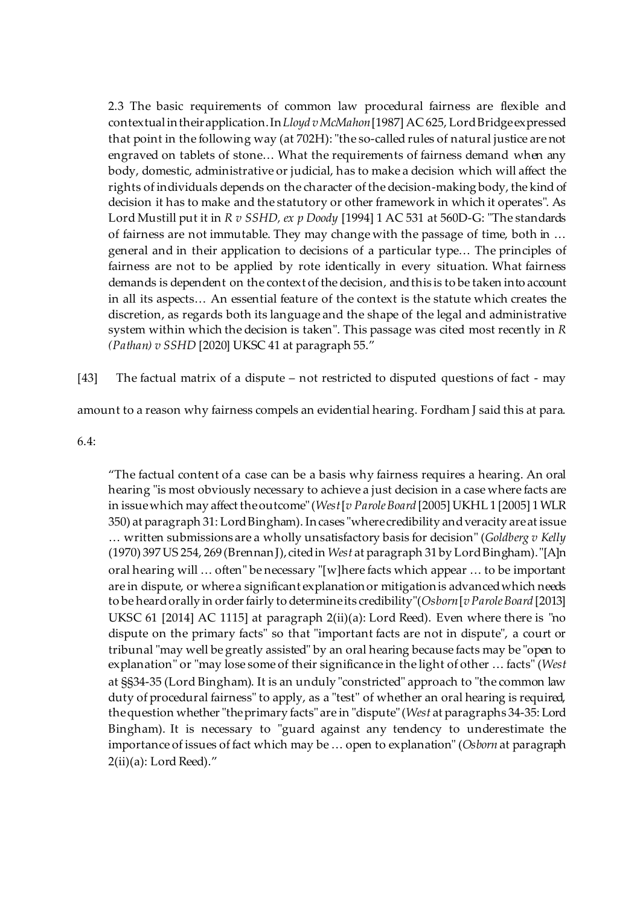> 2.3 The basic requirements of common law procedural fairness are flexible and contextual in their application. In *Lloyd v McMahon* [1987] AC 625, Lord Bridge expressed that point in the following way (at 702H): "the so-called rules of natural justice are not engraved on tablets of stone… What the requirements of fairness demand when any body, domestic, administrative or judicial, has to make a decision which will affect the rights of individuals depends on the character of the decision-making body, the kind of decision it has to make and the statutory or other framework in which it operates". As Lord Mustill put it in *R v SSHD, ex p Doody* [1994] 1 AC 531 at 560D-G: "The standards of fairness are not immutable. They may change with the passage of time, both in … general and in their application to decisions of a particular type… The principles of fairness are not to be applied by rote identically in every situation. What fairness demands is dependent on the context of the decision, and this is to be taken into account in all its aspects… An essential feature of the context is the statute which creates the discretion, as regards both its language and the shape of the legal and administrative system within which the decision is taken". This passage was cited most recently in *R (Pathan) v SSHD* [2020] UKSC 41 at paragraph 55."

[43] The factual matrix of a dispute – not restricted to disputed questions of fact - may amount to a reason why fairness compels an evidential hearing. Fordham J said this at para. 6.4:

> "The factual content of a case can be a basis why fairness requires a hearing. An oral hearing "is most obviously necessary to achieve a just decision in a case where facts are in issue which may affect the outcome" (*West* [*v Parole Board* [2005] UKHL 1 [2005] 1 WLR 350) at paragraph 31: Lord Bingham). In cases "where credibility and veracity are at issue … written submissions are a wholly unsatisfactory basis for decision" (*Goldberg v Kelly* (1970) 397 US 254, 269 (Brennan J), cited in *West* at paragraph 31 by Lord Bingham). "[A]n oral hearing will … often" be necessary "[w]here facts which appear … to be important are in dispute, or where a significant explanation or mitigation is advanced which needs to be heard orally in order fairly to determine its credibility" (*Osborn* [*v Parole Board* [2013] UKSC 61 [2014] AC 1115] at paragraph 2(ii)(a): Lord Reed). Even where there is "no dispute on the primary facts" so that "important facts are not in dispute", a court or tribunal "may well be greatly assisted" by an oral hearing because facts may be "open to explanation" or "may lose some of their significance in the light of other … facts" (*West* at §§34-35 (Lord Bingham). It is an unduly "constricted" approach to "the common law duty of procedural fairness" to apply, as a "test" of whether an oral hearing is required, the question whether "the primary facts" are in "dispute" (*West* at paragraphs 34-35: Lord Bingham). It is necessary to "guard against any tendency to underestimate the importance of issues of fact which may be … open to explanation" (*Osborn* at paragraph 2(ii)(a): Lord Reed)."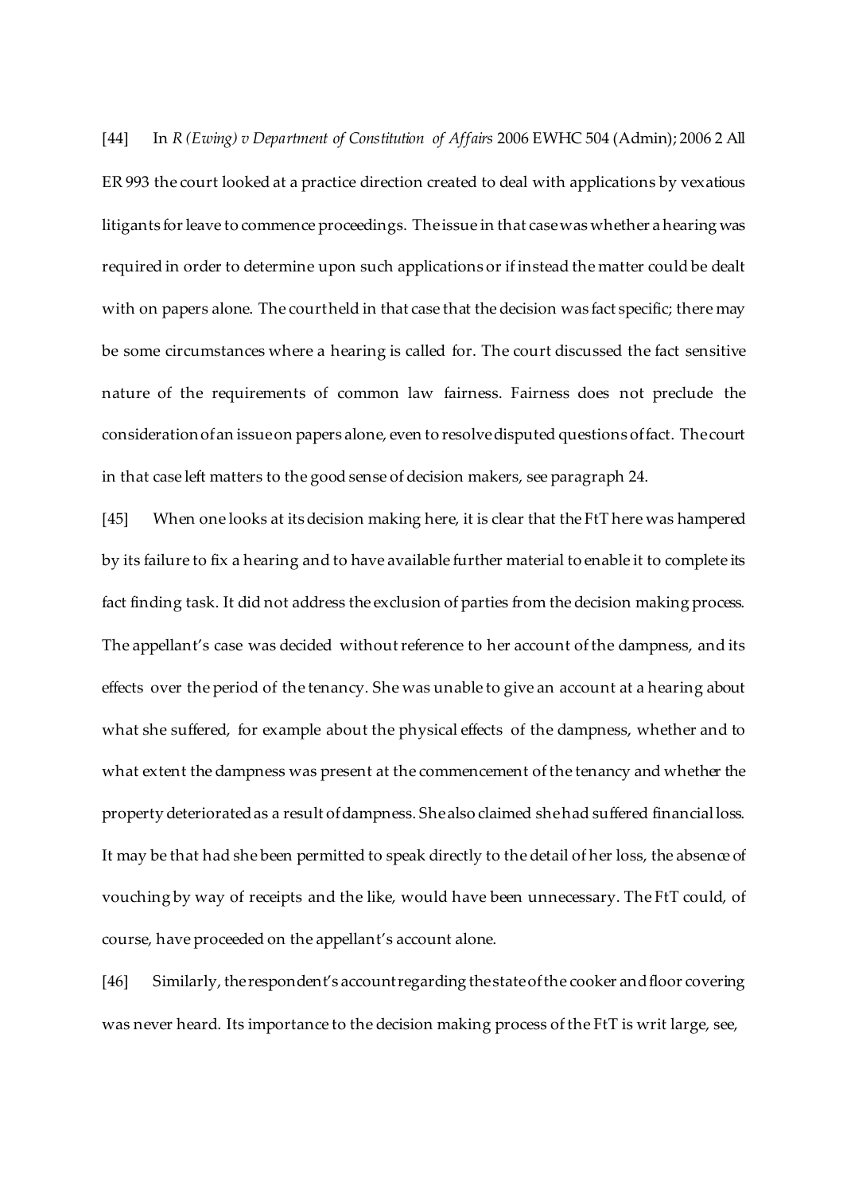[44] In *R (Ewing) v Department of Constitution of Affairs* 2006 EWHC 504 (Admin); 2006 2 All ER 993 the court looked at a practice direction created to deal with applications by vexatious litigants for leave to commence proceedings. The issue in that case was whether a hearing was required in order to determine upon such applications or if instead the matter could be dealt with on papers alone. The court held in that case that the decision was fact specific; there may be some circumstances where a hearing is called for. The court discussed the fact sensitive nature of the requirements of common law fairness. Fairness does not preclude the consideration of an issue on papers alone, even to resolve disputed questions of fact. The court in that case left matters to the good sense of decision makers, see paragraph 24.

[45] When one looks at its decision making here, it is clear that the FtT here was hampered by its failure to fix a hearing and to have available further material to enable it to complete its fact finding task. It did not address the exclusion of parties from the decision making process. The appellant's case was decided without reference to her account of the dampness, and its effects over the period of the tenancy. She was unable to give an account at a hearing about what she suffered, for example about the physical effects of the dampness, whether and to what extent the dampness was present at the commencement of the tenancy and whether the property deteriorated as a result of dampness. She also claimed she had suffered financial loss. It may be that had she been permitted to speak directly to the detail of her loss, the absence of vouching by way of receipts and the like, would have been unnecessary. The FtT could, of course, have proceeded on the appellant's account alone.

[46] Similarly, the respondent's account regarding the state of the cooker and floor covering was never heard. Its importance to the decision making process of the FtT is writ large, see,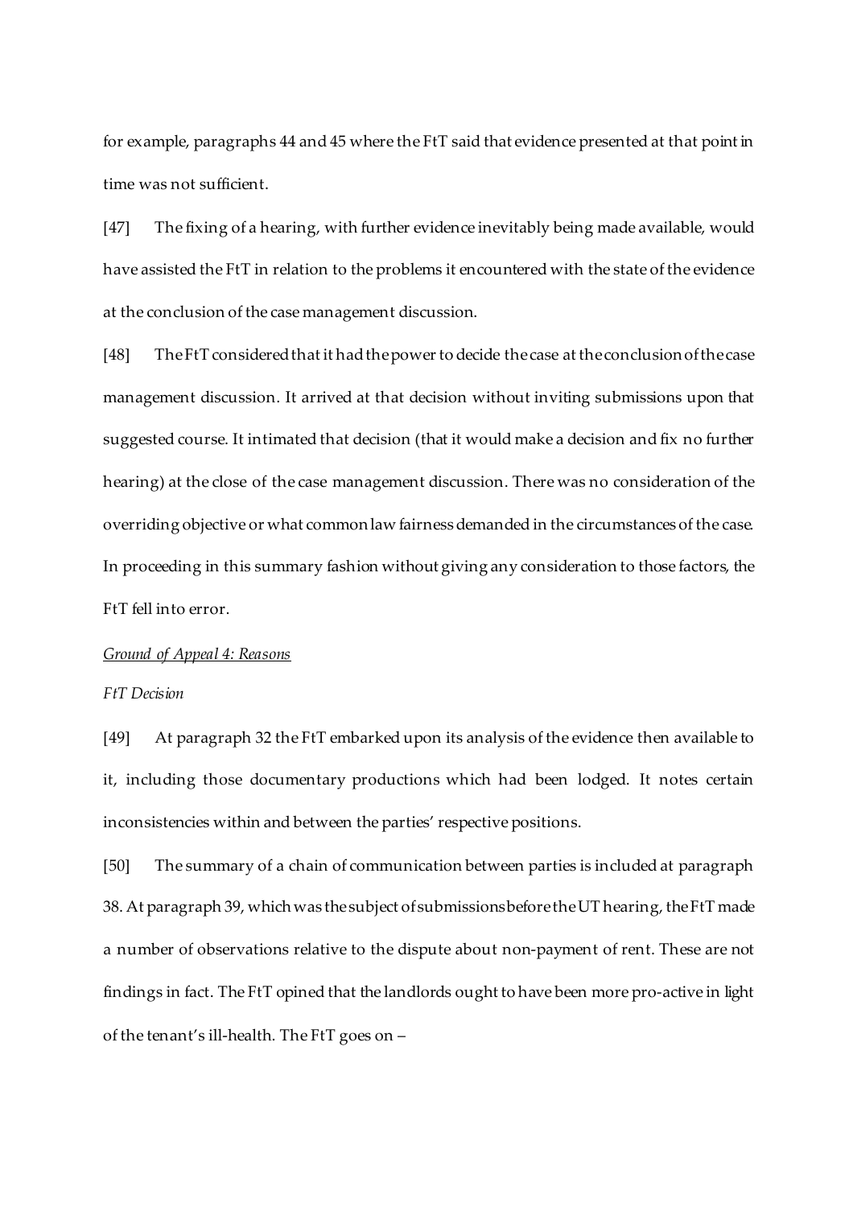for example, paragraphs 44 and 45 where the FtT said that evidence presented at that point in time was not sufficient.

[47] The fixing of a hearing, with further evidence inevitably being made available, would have assisted the FtT in relation to the problems it encountered with the state of the evidence at the conclusion of the case management discussion.

[48] The FtT considered that it had the power to decide the case at the conclusion of the case management discussion. It arrived at that decision without inviting submissions upon that suggested course. It intimated that decision (that it would make a decision and fix no further hearing) at the close of the case management discussion. There was no consideration of the overriding objective or what common law fairness demanded in the circumstances of the case. In proceeding in this summary fashion without giving any consideration to those factors, the FtT fell into error.

*<u>Ground of Appeal 4: Reasons</u>*

*FtT Decision*

[49] At paragraph 32 the FtT embarked upon its analysis of the evidence then available to it, including those documentary productions which had been lodged. It notes certain inconsistencies within and between the parties' respective positions.

[50] The summary of a chain of communication between parties is included at paragraph 38. At paragraph 39, which was the subject of submissions before the UT hearing, the FtT made a number of observations relative to the dispute about non-payment of rent. These are not findings in fact. The FtT opined that the landlords ought to have been more pro-active in light of the tenant's ill-health. The FtT goes on –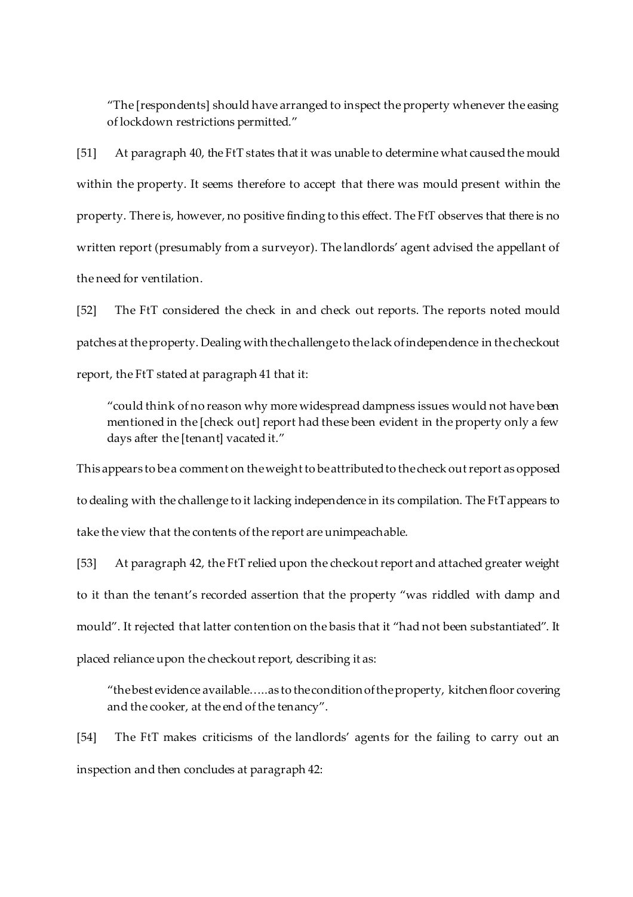> "The [respondents] should have arranged to inspect the property whenever the easing of lockdown restrictions permitted."

[51] At paragraph 40, the FtT states that it was unable to determine what caused the mould within the property. It seems therefore to accept that there was mould present within the property. There is, however, no positive finding to this effect. The FtT observes that there is no written report (presumably from a surveyor). The landlords' agent advised the appellant of the need for ventilation.

[52] The FtT considered the check in and check out reports. The reports noted mould patches at the property. Dealing with the challenge to the lack of independence in the checkout report, the FtT stated at paragraph 41 that it:

> "could think of no reason why more widespread dampness issues would not have been mentioned in the [check out] report had these been evident in the property only a few days after the [tenant] vacated it."

This appears to be a comment on the weight to be attributed to the check out report as opposed to dealing with the challenge to it lacking independence in its compilation. The FtT appears to take the view that the contents of the report are unimpeachable.

[53] At paragraph 42, the FtT relied upon the checkout report and attached greater weight to it than the tenant's recorded assertion that the property "was riddled with damp and mould". It rejected that latter contention on the basis that it "had not been substantiated". It placed reliance upon the checkout report, describing it as:

> "the best evidence available…..as to the condition of the property, kitchen floor covering and the cooker, at the end of the tenancy".

[54] The FtT makes criticisms of the landlords' agents for the failing to carry out an inspection and then concludes at paragraph 42: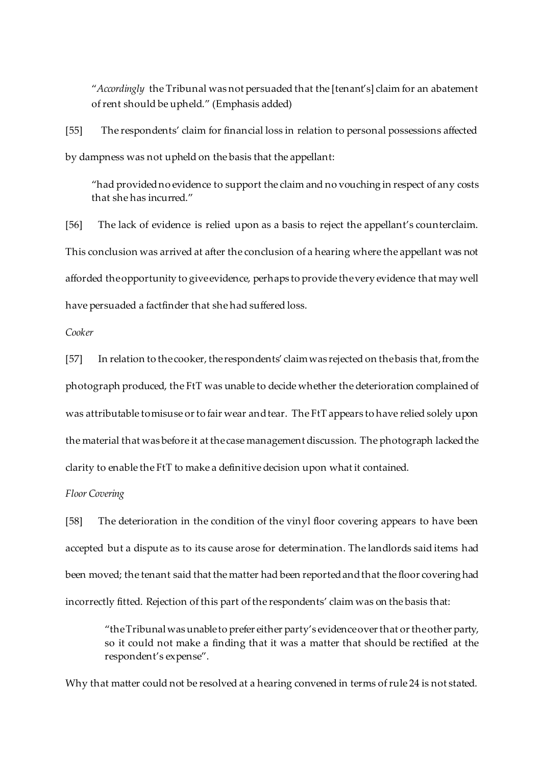> "*Accordingly* the Tribunal was not persuaded that the [tenant's] claim for an abatement of rent should be upheld." (Emphasis added)

[55] The respondents' claim for financial loss in relation to personal possessions affected by dampness was not upheld on the basis that the appellant:

> "had provided no evidence to support the claim and no vouching in respect of any costs that she has incurred."

[56] The lack of evidence is relied upon as a basis to reject the appellant's counterclaim. This conclusion was arrived at after the conclusion of a hearing where the appellant was not afforded the opportunity to give evidence, perhaps to provide the very evidence that may well have persuaded a factfinder that she had suffered loss.

*Cooker*

[57] In relation to the cooker, the respondents' claim was rejected on the basis that, from the photograph produced, the FtT was unable to decide whether the deterioration complained of was attributable to misuse or to fair wear and tear. The FtT appears to have relied solely upon the material that was before it at the case management discussion. The photograph lacked the clarity to enable the FtT to make a definitive decision upon what it contained.

*Floor Covering*

[58] The deterioration in the condition of the vinyl floor covering appears to have been accepted but a dispute as to its cause arose for determination. The landlords said items had been moved; the tenant said that the matter had been reported and that the floor covering had incorrectly fitted. Rejection of this part of the respondents' claim was on the basis that:

> "the Tribunal was unable to prefer either party's evidence over that or the other party, so it could not make a finding that it was a matter that should be rectified at the respondent's expense".

Why that matter could not be resolved at a hearing convened in terms of rule 24 is not stated.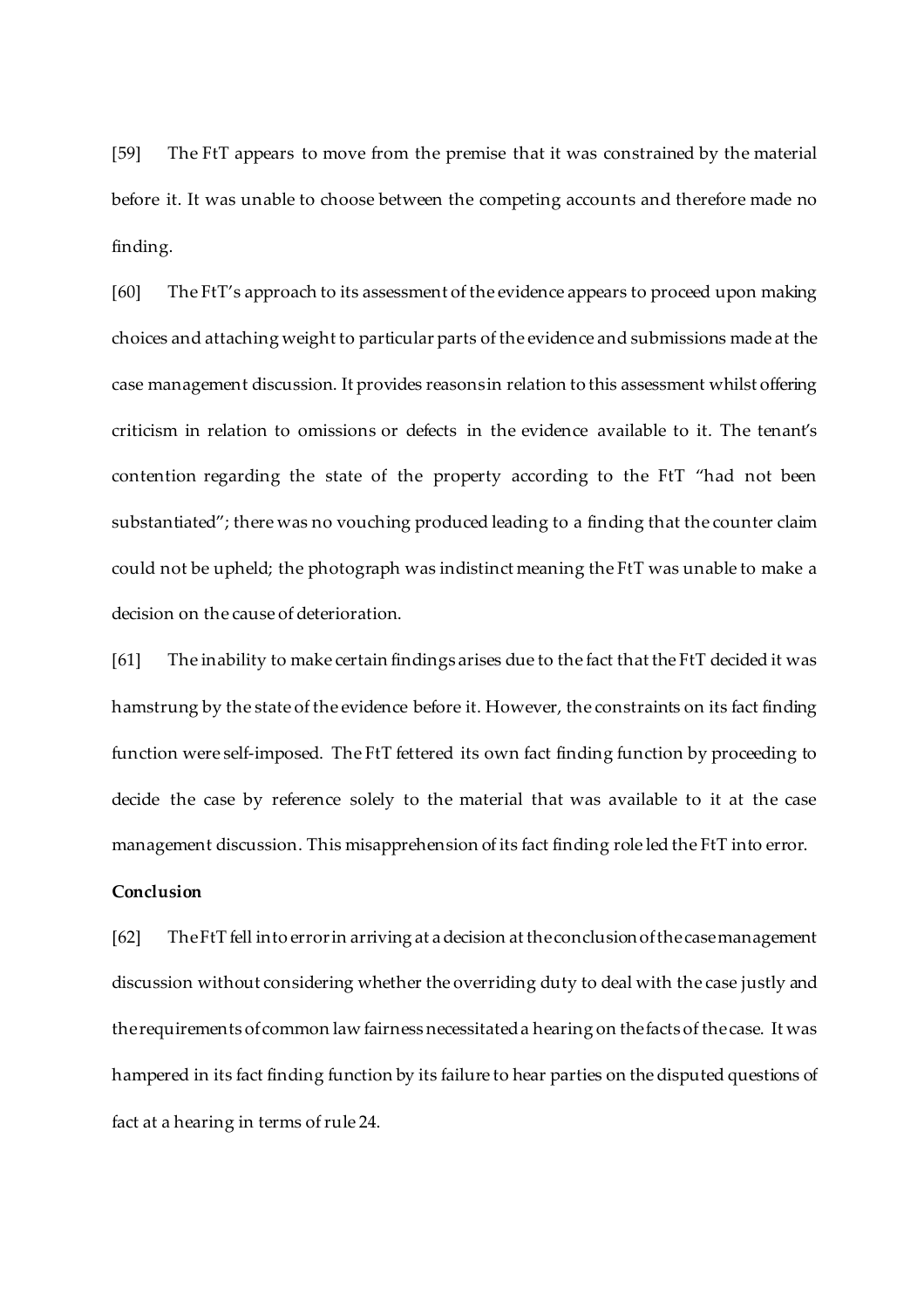[59] The FtT appears to move from the premise that it was constrained by the material before it. It was unable to choose between the competing accounts and therefore made no finding.

[60] The FtT's approach to its assessment of the evidence appears to proceed upon making choices and attaching weight to particular parts of the evidence and submissions made at the case management discussion. It provides reasons in relation to this assessment whilst offering criticism in relation to omissions or defects in the evidence available to it. The tenant's contention regarding the state of the property according to the FtT "had not been substantiated"; there was no vouching produced leading to a finding that the counter claim could not be upheld; the photograph was indistinct meaning the FtT was unable to make a decision on the cause of deterioration.

[61] The inability to make certain findings arises due to the fact that the FtT decided it was hamstrung by the state of the evidence before it. However, the constraints on its fact finding function were self-imposed. The FtT fettered its own fact finding function by proceeding to decide the case by reference solely to the material that was available to it at the case management discussion. This misapprehension of its fact finding role led the FtT into error.

**Conclusion**

[62] The FtT fell into error in arriving at a decision at the conclusion of the case management discussion without considering whether the overriding duty to deal with the case justly and the requirements of common law fairness necessitated a hearing on the facts of the case. It was hampered in its fact finding function by its failure to hear parties on the disputed questions of fact at a hearing in terms of rule 24.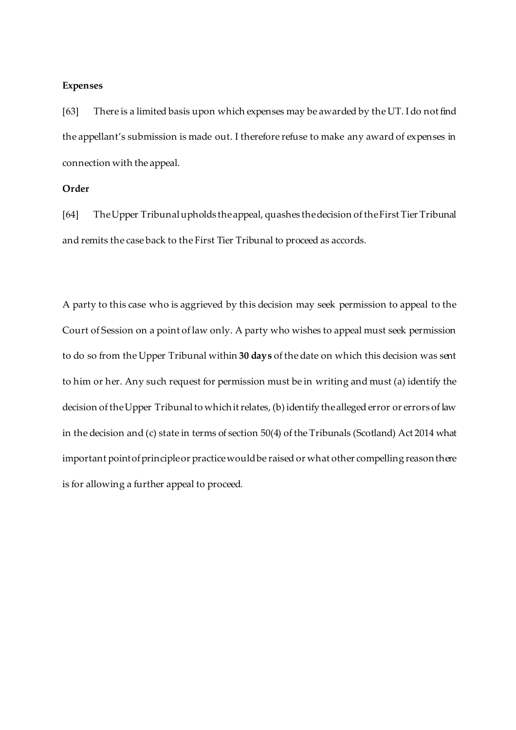**Expenses**

[63] There is a limited basis upon which expenses may be awarded by the UT. I do not find the appellant's submission is made out. I therefore refuse to make any award of expenses in connection with the appeal.

**Order**

[64] The Upper Tribunal upholds the appeal, quashes the decision of the First Tier Tribunal and remits the case back to the First Tier Tribunal to proceed as accords.

A party to this case who is aggrieved by this decision may seek permission to appeal to the Court of Session on a point of law only. A party who wishes to appeal must seek permission to do so from the Upper Tribunal within **30 days** of the date on which this decision was sent to him or her. Any such request for permission must be in writing and must (a) identify the decision of the Upper Tribunal to which it relates, (b) identify the alleged error or errors of law in the decision and (c) state in terms of section 50(4) of the Tribunals (Scotland) Act 2014 what important point of principle or practice would be raised or what other compelling reason there is for allowing a further appeal to proceed.